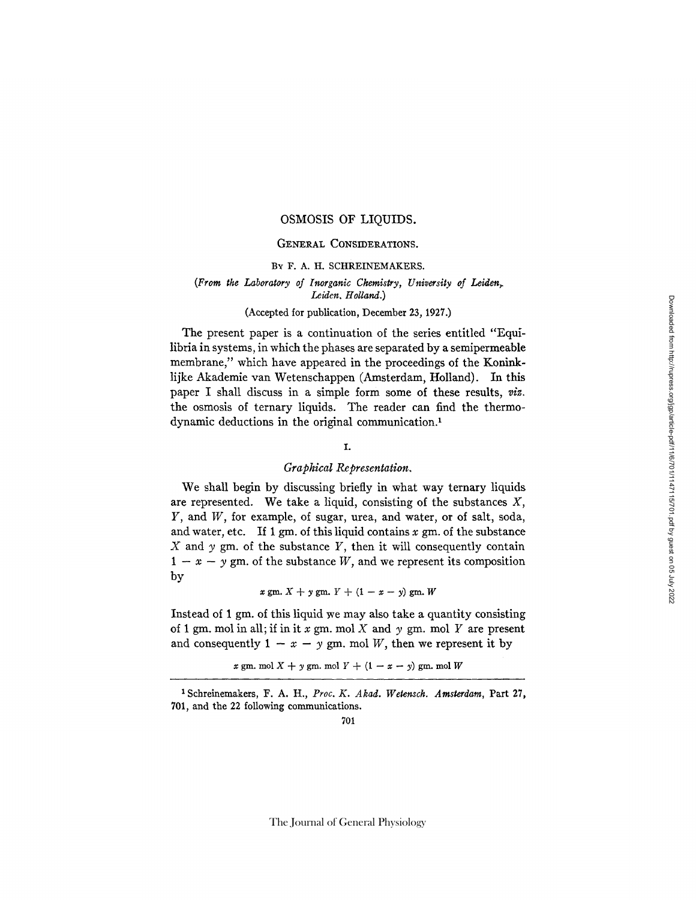# OSMOSIS OF LIQUIDS.

## General Considerations.

By F. A. H. SCHREINEMAKERS.

*(From the Laboratory of Inorganic Chemistry, University of Leiden, Leiden, Holland.)*

(Accepted for publication, December 23, 1927.)

The present paper is a continuation of the series entitled "Equilibria in systems, in which the phases are separated by a semipermeable membrane," which have appeared in the proceedings of the Koninklijke Akademie van Wetenschappen (Amsterdam, Holland). In this paper I shall discuss in a simple form some of these results, *viz.* the osmosis of ternary liquids. The reader can find the thermodynamic deductions in the original communication.[1]

### I.

### *Graphical Representation.*

We shall begin by discussing briefly in what way ternary liquids are represented. We take a liquid, consisting of the substances $X$, $Y$, and $W$, for example, of sugar, urea, and water, or of salt, soda, and water, etc. If 1 gm. of this liquid contains $x$ gm. of the substance $X$ and $y$ gm. of the substance $Y$, then it will consequently contain $1 - x - y$ gm. of the substance $W$, and we represent its composition by

$$x \text{ gm. } X + y \text{ gm. } Y + (1 - x - y) \text{ gm. } W$$

Instead of 1 gm. of this liquid we may also take a quantity consisting of 1 gm. mol in all; if in it $x$ gm. mol $X$ and $y$ gm. mol $Y$ are present and consequently $1 - x - y$ gm. mol $W$, then we represent it by

$$x \text{ gm. mol } X + y \text{ gm. mol } Y + (1 - x - y) \text{ gm. mol } W$$

---

[1] Schreinemakers, F. A. H., *Proc. K. Akad. Wetensch. Amsterdam*, Part 27, 701, and the 22 following communications.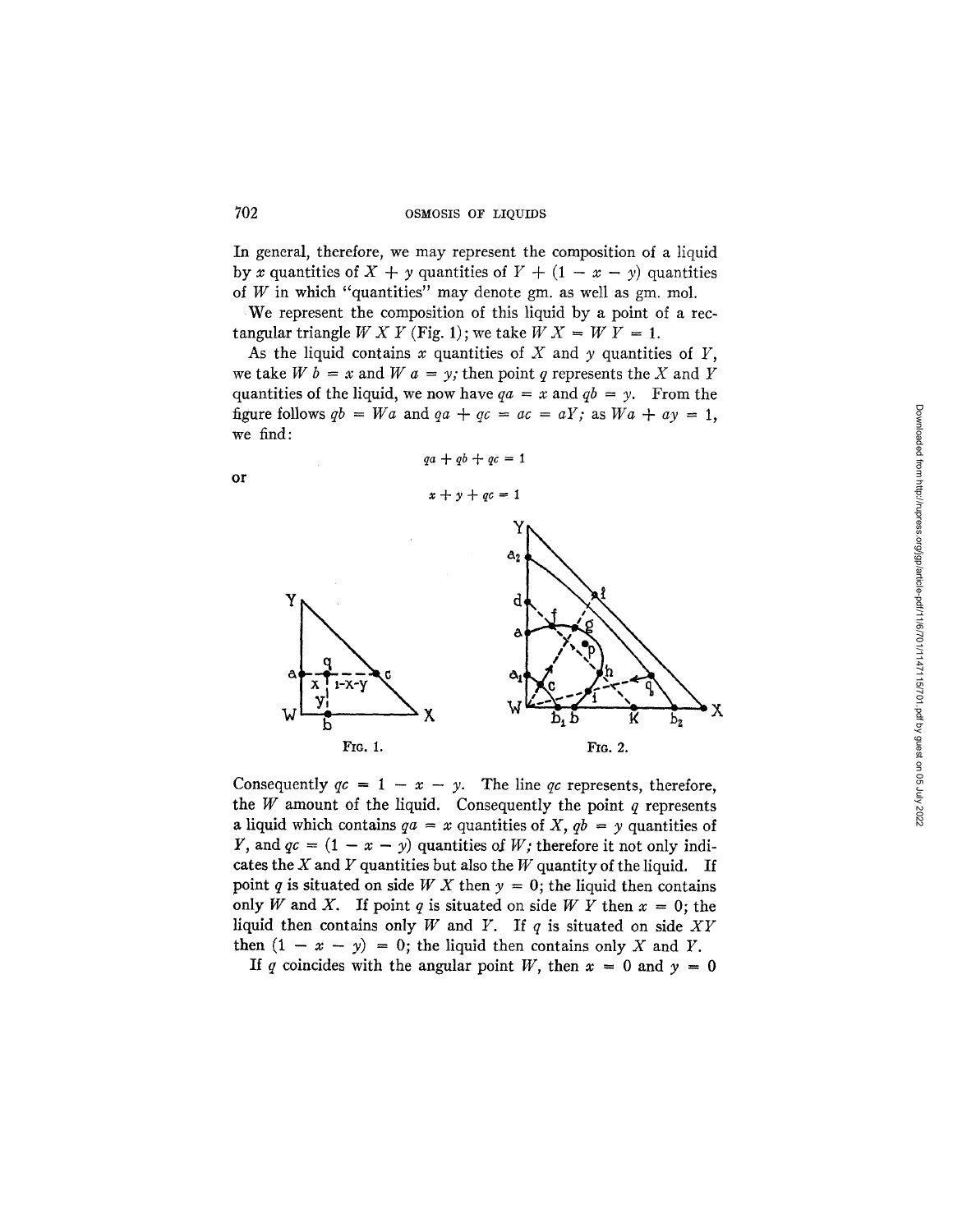In general, therefore, we may represent the composition of a liquid by $x$ quantities of $X$ + $y$ quantities of $Y$ + $(1 - x - y)$ quantities of $W$ in which "quantities" may denote gm. as well as gm. mol.

We represent the composition of this liquid by a point of a rectangular triangle $W X Y$ (Fig. 1); we take $W X = W Y = 1$.

As the liquid contains $x$ quantities of $X$ and $y$ quantities of $Y$, we take $W b = x$ and $W a = y$; then point $q$ represents the $X$ and $Y$ quantities of the liquid, we now have $qa = x$ and $qb = y$. From the figure follows $qb = Wa$ and $qa + qc = ac = aY$; as $Wa + ay = 1$, we find:

$$qa + qb + qc = 1$$

or

$$x + y + qc = 1$$

FIG. 1.

FIG. 2.

Consequently $qc = 1 - x - y$. The line $qc$ represents, therefore, the $W$ amount of the liquid. Consequently the point $q$ represents a liquid which contains $qa = x$ quantities of $X$, $qb = y$ quantities of $Y$, and $qc = (1 - x - y)$ quantities of $W$; therefore it not only indicates the $X$ and $Y$ quantities but also the $W$ quantity of the liquid. If point $q$ is situated on side $W X$ then $y = 0$; the liquid then contains only $W$ and $X$. If point $q$ is situated on side $W Y$ then $x = 0$; the liquid then contains only $W$ and $Y$. If $q$ is situated on side $XY$ then $(1 - x - y) = 0$; the liquid then contains only $X$ and $Y$.

If $q$ coincides with the angular point $W$, then $x = 0$ and $y = 0$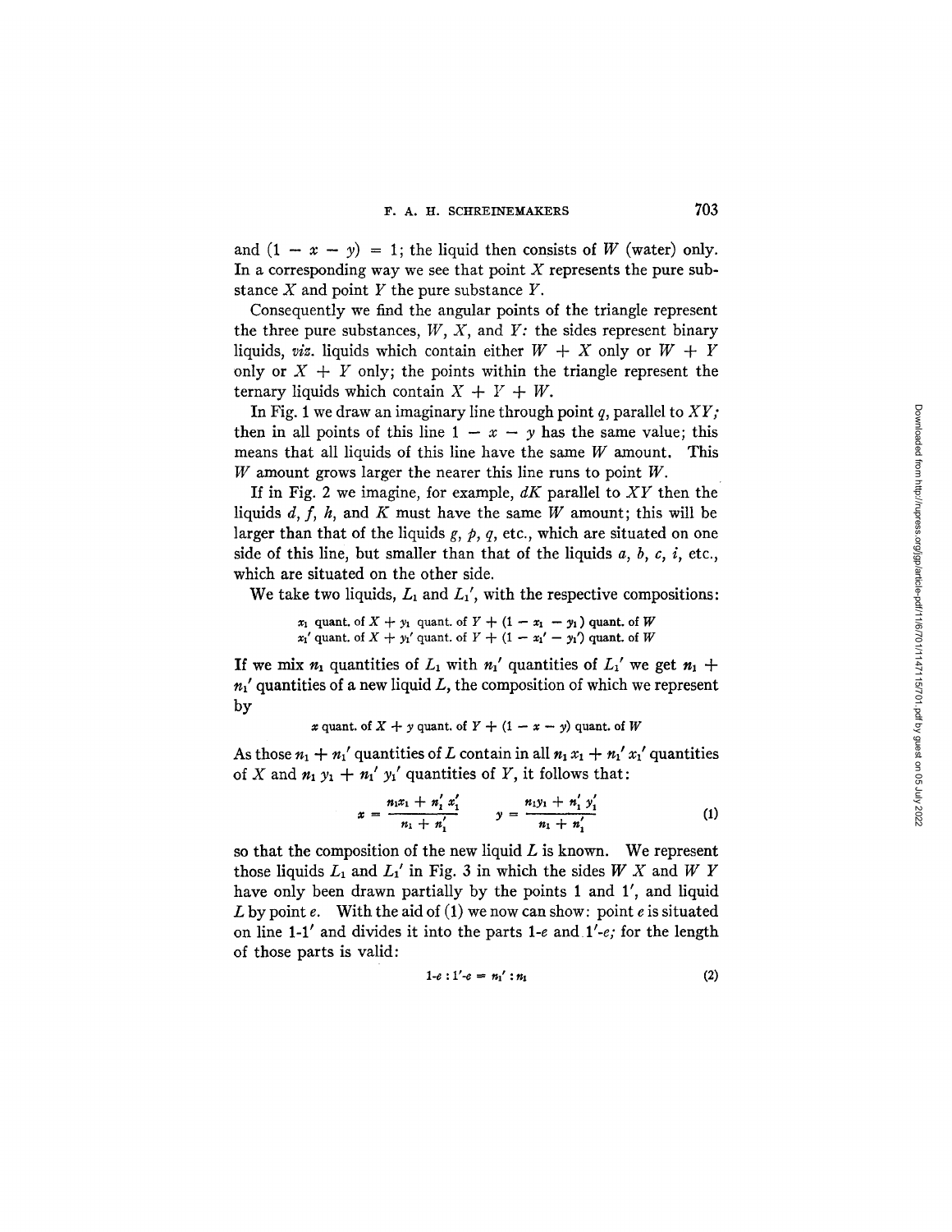and $(1 - x - y) = 1$; the liquid then consists of $W$ (water) only. In a corresponding way we see that point $X$ represents the pure substance $X$ and point $Y$ the pure substance $Y$.

Consequently we find the angular points of the triangle represent the three pure substances, $W$, $X$, and $Y$: the sides represent binary liquids, *viz.* liquids which contain either $W + X$ only or $W + Y$ only or $X + Y$ only; the points within the triangle represent the ternary liquids which contain $X + Y + W$.

In Fig. 1 we draw an imaginary line through point $q$, parallel to $XY$; then in all points of this line $1 - x - y$ has the same value; this means that all liquids of this line have the same $W$ amount. This $W$ amount grows larger the nearer this line runs to point $W$.

If in Fig. 2 we imagine, for example, $dK$ parallel to $XY$ then the liquids $d$, $f$, $h$, and $K$ must have the same $W$ amount; this will be larger than that of the liquids $g$, $p$, $q$, etc., which are situated on one side of this line, but smaller than that of the liquids $a$, $b$, $c$, $i$, etc., which are situated on the other side.

We take two liquids, $L_1$ and $L_1'$, with the respective compositions:

$$x_1 \text{ quant. of } X + y_1 \text{ quant. of } Y + (1 - x_1 - y_1) \text{ quant. of } W$$
$$x_1' \text{ quant. of } X + y_1' \text{ quant. of } Y + (1 - x_1' - y_1') \text{ quant. of } W$$

If we mix $n_1$ quantities of $L_1$ with $n_1'$ quantities of $L_1'$ we get $n_1 + n_1'$ quantities of a new liquid $L$, the composition of which we represent by

$$x \text{ quant. of } X + y \text{ quant. of } Y + (1 - x - y) \text{ quant. of } W$$

As those $n_1 + n_1'$ quantities of $L$ contain in all $n_1 x_1 + n_1' x_1'$ quantities of $X$ and $n_1 y_1 + n_1' y_1'$ quantities of $Y$, it follows that:

$$x = \frac{n_1 x_1 + n_1' x_1'}{n_1 + n_1'} \qquad y = \frac{n_1 y_1 + n_1' y_1'}{n_1 + n_1'} \tag{1}$$

so that the composition of the new liquid $L$ is known. We represent those liquids $L_1$ and $L_1'$ in Fig. 3 in which the sides $W X$ and $W Y$ have only been drawn partially by the points 1 and 1′, and liquid $L$ by point $e$. With the aid of (1) we now can show: point $e$ is situated on line 1-1′ and divides it into the parts 1-$e$ and 1′-$e$; for the length of those parts is valid:

$$1\text{-}e : 1'\text{-}e = n_1' : n_1 \tag{2}$$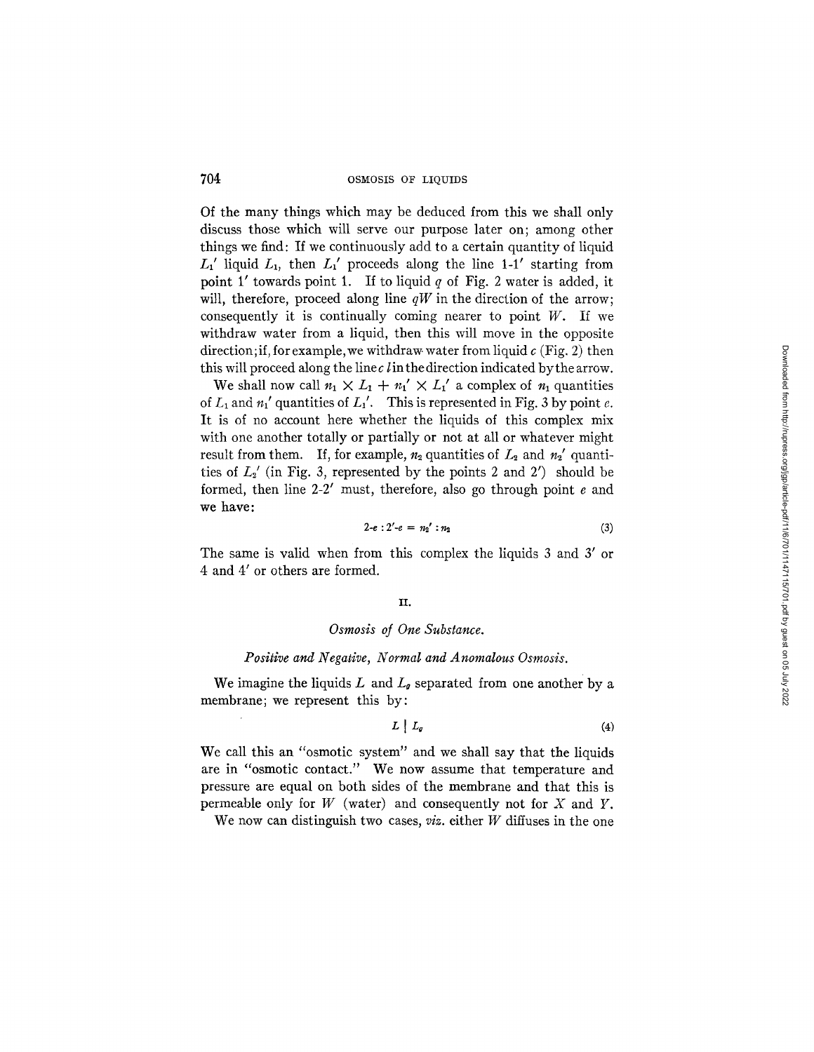Of the many things which may be deduced from this we shall only discuss those which will serve our purpose later on; among other things we find: If we continuously add to a certain quantity of liquid $L_1'$ liquid $L_1$, then $L_1'$ proceeds along the line 1-1′ starting from point 1′ towards point 1. If to liquid $q$ of Fig. 2 water is added, it will, therefore, proceed along line $qW$ in the direction of the arrow; consequently it is continually coming nearer to point $W$. If we withdraw water from a liquid, then this will move in the opposite direction; if, for example, we withdraw water from liquid $c$ (Fig. 2) then this will proceed along the line $c\ l$ in the direction indicated by the arrow.

We shall now call $n_1 \times L_1 + n_1' \times L_1'$ a complex of $n_1$ quantities of $L_1$ and $n_1'$ quantities of $L_1'$. This is represented in Fig. 3 by point $e$. It is of no account here whether the liquids of this complex mix with one another totally or partially or not at all or whatever might result from them. If, for example, $n_2$ quantities of $L_2$ and $n_2'$ quantities of $L_2'$ (in Fig. 3, represented by the points 2 and 2′) should be formed, then line 2-2′ must, therefore, also go through point $e$ and we have:

$$2\text{-}e : 2'\text{-}e = n_2' : n_2 \tag{3}$$

The same is valid when from this complex the liquids 3 and 3′ or 4 and 4′ or others are formed.

## II.

### *Osmosis of One Substance.*

### *Positive and Negative, Normal and Anomalous Osmosis.*

We imagine the liquids $L$ and $L_g$ separated from one another by a membrane; we represent this by:

$$L \mid L_g \tag{4}$$

We call this an "osmotic system" and we shall say that the liquids are in "osmotic contact." We now assume that temperature and pressure are equal on both sides of the membrane and that this is permeable only for $W$ (water) and consequently not for $X$ and $Y$.

We now can distinguish two cases, *viz.* either $W$ diffuses in the one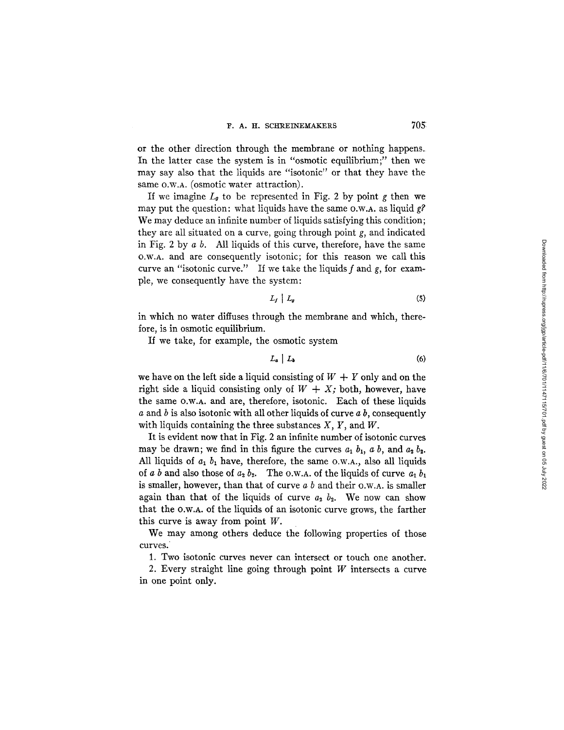or the other direction through the membrane or nothing happens. In the latter case the system is in "osmotic equilibrium;" then we may say also that the liquids are "isotonic" or that they have the same O.W.A. (osmotic water attraction).

If we imagine $L_g$ to be represented in Fig. 2 by point $g$ then we may put the question: what liquids have the same O.W.A. as liquid $g$? We may deduce an infinite number of liquids satisfying this condition; they are all situated on a curve, going through point $g$, and indicated in Fig. 2 by $a\ b$. All liquids of this curve, therefore, have the same O.W.A. and are consequently isotonic; for this reason we call this curve an "isotonic curve." If we take the liquids $f$ and $g$, for example, we consequently have the system:

$$L_f \mid L_g \tag{5}$$

in which no water diffuses through the membrane and which, therefore, is in osmotic equilibrium.

If we take, for example, the osmotic system

$$L_a \mid L_b \tag{6}$$

we have on the left side a liquid consisting of $W + Y$ only and on the right side a liquid consisting only of $W + X$; both, however, have the same O.W.A. and are, therefore, isotonic. Each of these liquids $a$ and $b$ is also isotonic with all other liquids of curve $a\ b$, consequently with liquids containing the three substances $X$, $Y$, and $W$.

It is evident now that in Fig. 2 an infinite number of isotonic curves may be drawn; we find in this figure the curves $a_1\ b_1$, $a\ b$, and $a_2\ b_2$. All liquids of $a_1\ b_1$ have, therefore, the same O.W.A., also all liquids of $a\ b$ and also those of $a_2\ b_2$. The O.W.A. of the liquids of curve $a_1\ b_1$ is smaller, however, than that of curve $a\ b$ and their O.W.A. is smaller again than that of the liquids of curve $a_2\ b_2$. We now can show that the O.W.A. of the liquids of an isotonic curve grows, the farther this curve is away from point $W$.

We may among others deduce the following properties of those curves.

1. Two isotonic curves never can intersect or touch one another.
2. Every straight line going through point $W$ intersects a curve in one point only.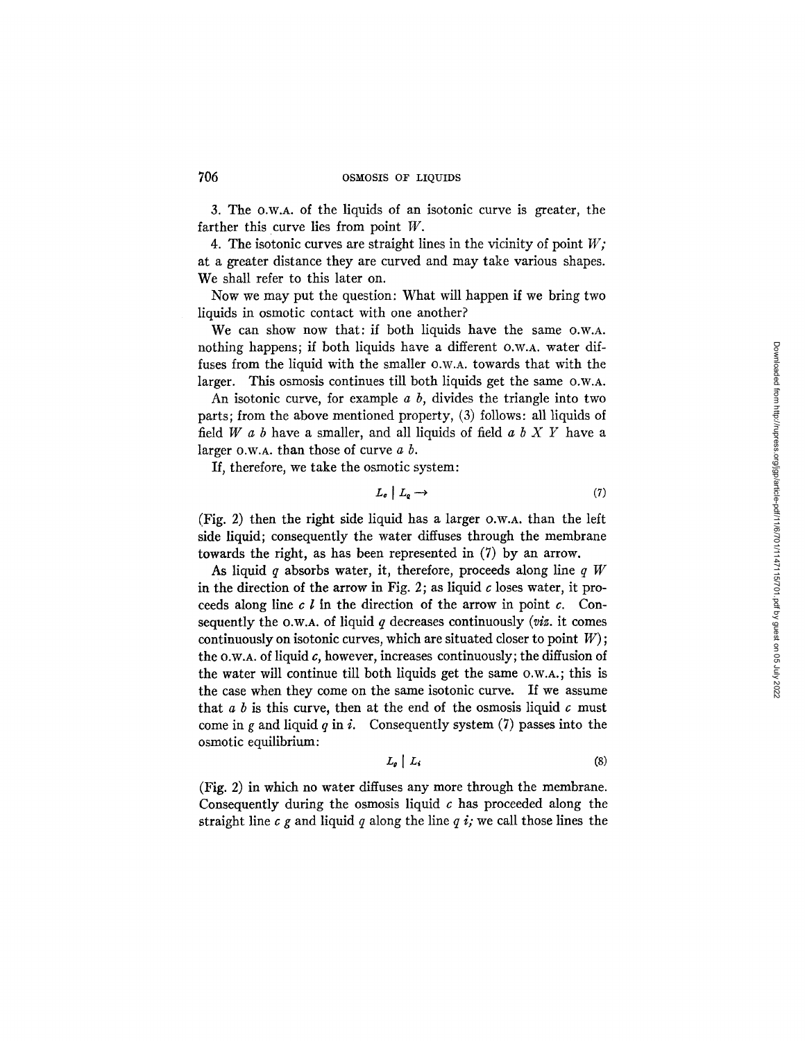3. The O.W.A. of the liquids of an isotonic curve is greater, the farther this curve lies from point $W$.

4. The isotonic curves are straight lines in the vicinity of point $W$; at a greater distance they are curved and may take various shapes. We shall refer to this later on.

Now we may put the question: What will happen if we bring two liquids in osmotic contact with one another?

We can show now that: if both liquids have the same O.W.A. nothing happens; if both liquids have a different O.W.A. water diffuses from the liquid with the smaller O.W.A. towards that with the larger. This osmosis continues till both liquids get the same O.W.A.

An isotonic curve, for example $a\ b$, divides the triangle into two parts; from the above mentioned property, (3) follows: all liquids of field $W\ a\ b$ have a smaller, and all liquids of field $a\ b\ X\ Y$ have a larger O.W.A. than those of curve $a\ b$.

If, therefore, we take the osmotic system:

$$L_c \mid L_q \rightarrow \tag{7}$$

(Fig. 2) then the right side liquid has a larger O.W.A. than the left side liquid; consequently the water diffuses through the membrane towards the right, as has been represented in (7) by an arrow.

As liquid $q$ absorbs water, it, therefore, proceeds along line $q\ W$ in the direction of the arrow in Fig. 2; as liquid $c$ loses water, it proceeds along line $c\ l$ in the direction of the arrow in point $c$. Consequently the O.W.A. of liquid $q$ decreases continuously (*viz.* it comes continuously on isotonic curves, which are situated closer to point $W$); the O.W.A. of liquid $c$, however, increases continuously; the diffusion of the water will continue till both liquids get the same O.W.A.; this is the case when they come on the same isotonic curve. If we assume that $a\ b$ is this curve, then at the end of the osmosis liquid $c$ must come in $g$ and liquid $q$ in $i$. Consequently system (7) passes into the osmotic equilibrium:

$$L_g \mid L_i \tag{8}$$

(Fig. 2) in which no water diffuses any more through the membrane. Consequently during the osmosis liquid $c$ has proceeded along the straight line $c\ g$ and liquid $q$ along the line $q\ i$; we call those lines the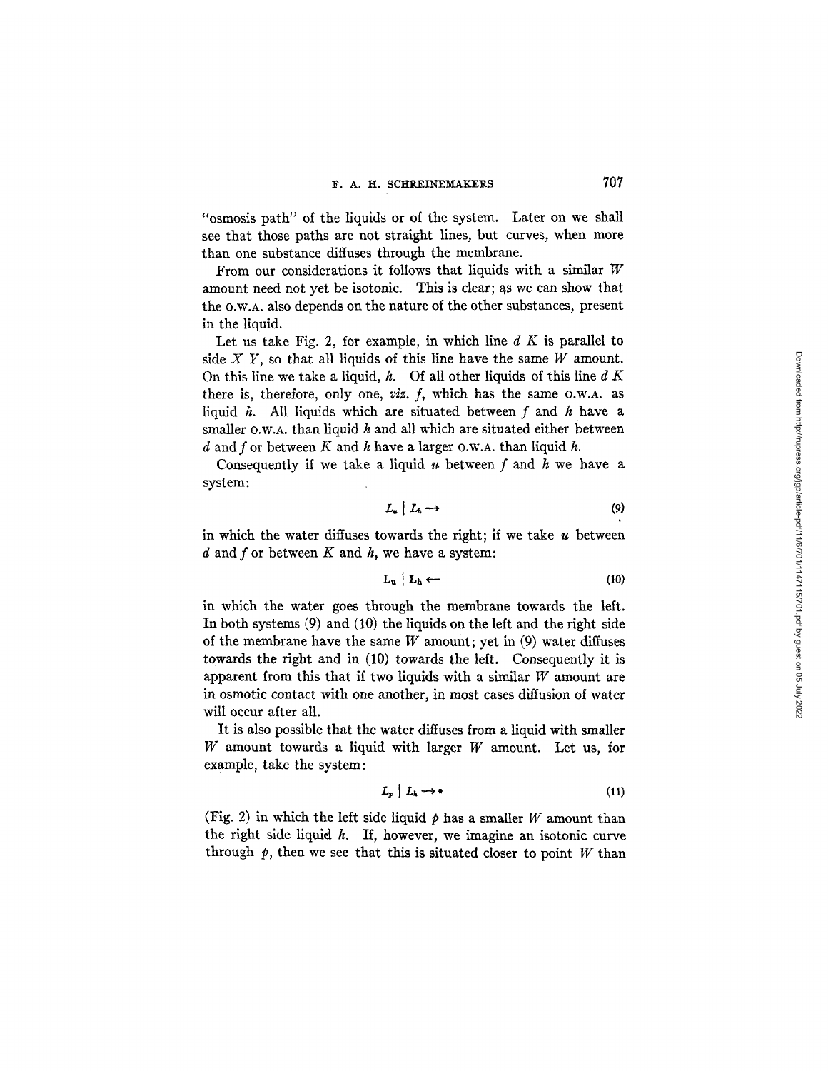"osmosis path" of the liquids or of the system. Later on we shall see that those paths are not straight lines, but curves, when more than one substance diffuses through the membrane.

From our considerations it follows that liquids with a similar $W$ amount need not yet be isotonic. This is clear; as we can show that the O.W.A. also depends on the nature of the other substances, present in the liquid.

Let us take Fig. 2, for example, in which line $d\ K$ is parallel to side $X\ Y$, so that all liquids of this line have the same $W$ amount. On this line we take a liquid, $h$. Of all other liquids of this line $d\ K$ there is, therefore, only one, *viz.* $f$, which has the same O.W.A. as liquid $h$. All liquids which are situated between $f$ and $h$ have a smaller O.W.A. than liquid $h$ and all which are situated either between $d$ and $f$ or between $K$ and $h$ have a larger O.W.A. than liquid $h$.

Consequently if we take a liquid $u$ between $f$ and $h$ we have a system:

$$L_u \mid L_h \rightarrow \tag{9}$$

in which the water diffuses towards the right; if we take $u$ between $d$ and $f$ or between $K$ and $h$, we have a system:

$$L_u \mid L_h \leftarrow \tag{10}$$

in which the water goes through the membrane towards the left. In both systems (9) and (10) the liquids on the left and the right side of the membrane have the same $W$ amount; yet in (9) water diffuses towards the right and in (10) towards the left. Consequently it is apparent from this that if two liquids with a similar $W$ amount are in osmotic contact with one another, in most cases diffusion of water will occur after all.

It is also possible that the water diffuses from a liquid with smaller $W$ amount towards a liquid with larger $W$ amount. Let us, for example, take the system:

$$L_p \mid L_h \rightarrow * \tag{11}$$

(Fig. 2) in which the left side liquid $p$ has a smaller $W$ amount than the right side liquid $h$. If, however, we imagine an isotonic curve through $p$, then we see that this is situated closer to point $W$ than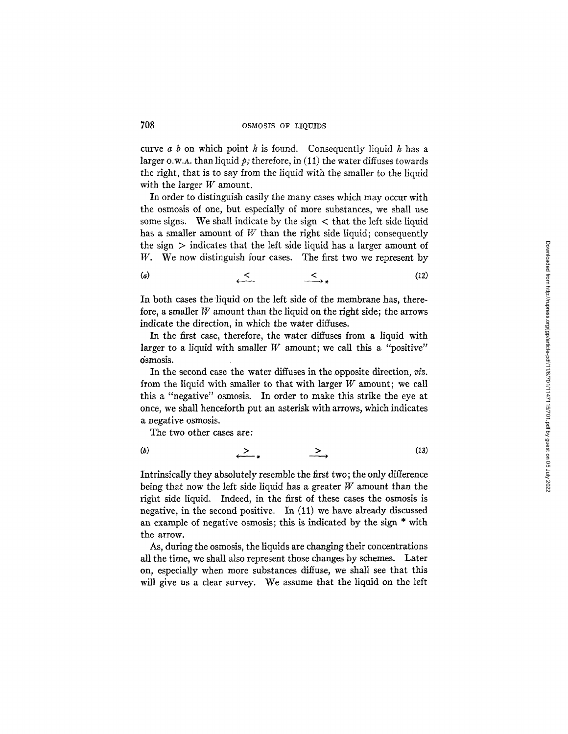curve $a$ $b$ on which point $h$ is found. Consequently liquid $h$ has a larger O.W.A. than liquid $p$; therefore, in (11) the water diffuses towards the right, that is to say from the liquid with the smaller to the liquid with the larger $W$ amount.

In order to distinguish easily the many cases which may occur with the osmosis of one, but especially of more substances, we shall use some signs. We shall indicate by the sign $<$ that the left side liquid has a smaller amount of $W$ than the right side liquid; consequently the sign $>$ indicates that the left side liquid has a larger amount of $W$. We now distinguish four cases. The first two we represent by

$$(a) \qquad \overset{<}{\longleftarrow} \qquad \overset{<}{\longrightarrow}{}^{*} \tag{12}$$

In both cases the liquid on the left side of the membrane has, therefore, a smaller $W$ amount than the liquid on the right side; the arrows indicate the direction, in which the water diffuses.

In the first case, therefore, the water diffuses from a liquid with larger to a liquid with smaller $W$ amount; we call this a "positive" osmosis.

In the second case the water diffuses in the opposite direction, *viz.* from the liquid with smaller to that with larger $W$ amount; we call this a "negative" osmosis. In order to make this strike the eye at once, we shall henceforth put an asterisk with arrows, which indicates a negative osmosis.

The two other cases are:

$$(b) \qquad \overset{>}{\longleftarrow}{}^{*} \qquad \overset{>}{\longrightarrow} \tag{13}$$

Intrinsically they absolutely resemble the first two; the only difference being that now the left side liquid has a greater $W$ amount than the right side liquid. Indeed, in the first of these cases the osmosis is negative, in the second positive. In (11) we have already discussed an example of negative osmosis; this is indicated by the sign * with the arrow.

As, during the osmosis, the liquids are changing their concentrations all the time, we shall also represent those changes by schemes. Later on, especially when more substances diffuse, we shall see that this will give us a clear survey. We assume that the liquid on the left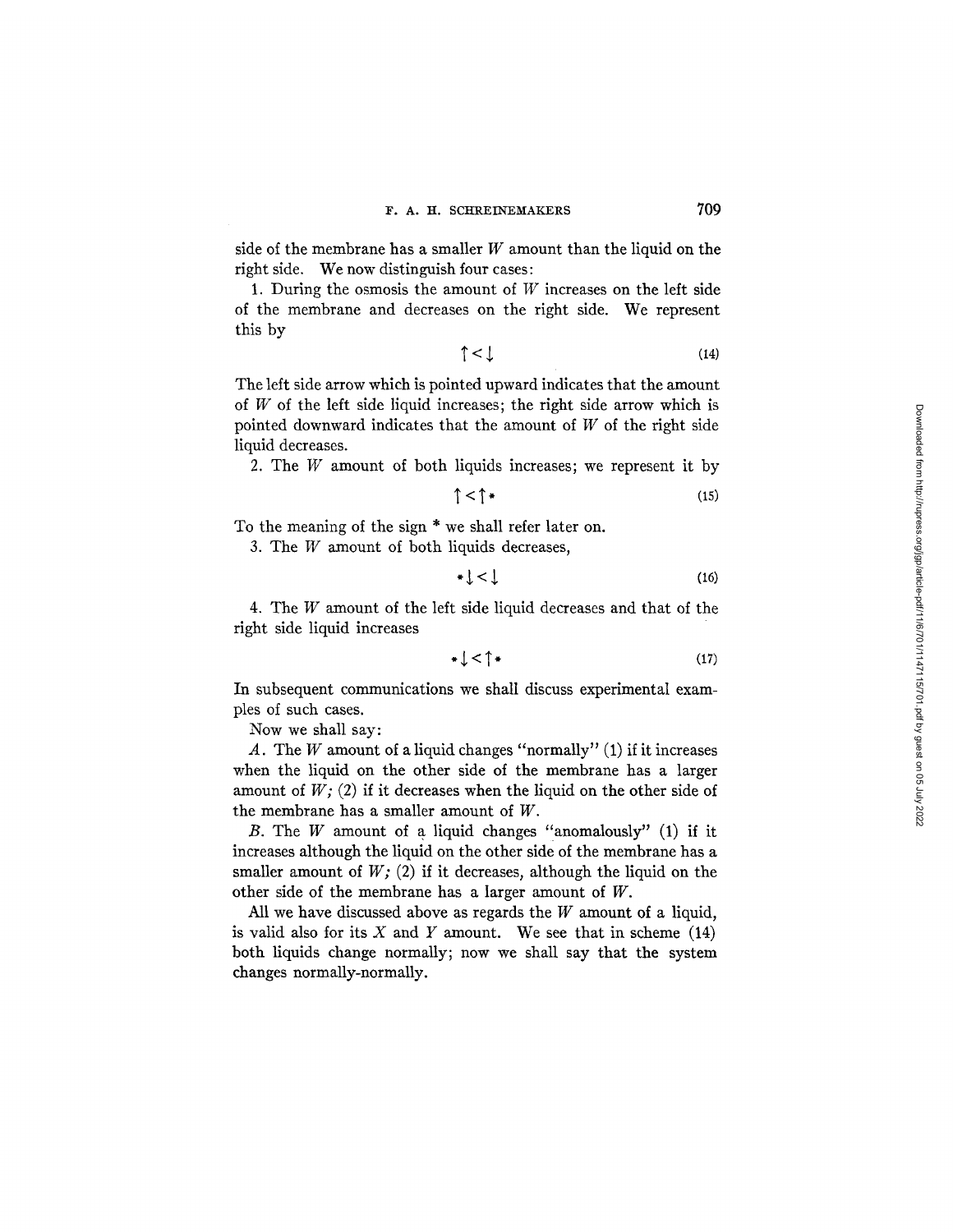side of the membrane has a smaller $W$ amount than the liquid on the right side. We now distinguish four cases:

1. During the osmosis the amount of $W$ increases on the left side of the membrane and decreases on the right side. We represent this by

$$\uparrow < \downarrow \tag{14}$$

The left side arrow which is pointed upward indicates that the amount of $W$ of the left side liquid increases; the right side arrow which is pointed downward indicates that the amount of $W$ of the right side liquid decreases.

2. The $W$ amount of both liquids increases; we represent it by

$$\uparrow < \uparrow * \tag{15}$$

To the meaning of the sign * we shall refer later on.

3. The $W$ amount of both liquids decreases,

$$* \downarrow < \downarrow \tag{16}$$

4. The $W$ amount of the left side liquid decreases and that of the right side liquid increases

$$* \downarrow < \uparrow * \tag{17}$$

In subsequent communications we shall discuss experimental examples of such cases.

Now we shall say:

*A*. The $W$ amount of a liquid changes "normally" (1) if it increases when the liquid on the other side of the membrane has a larger amount of $W$; (2) if it decreases when the liquid on the other side of the membrane has a smaller amount of $W$.

*B*. The $W$ amount of a liquid changes "anomalously" (1) if it increases although the liquid on the other side of the membrane has a smaller amount of $W$; (2) if it decreases, although the liquid on the other side of the membrane has a larger amount of $W$.

All we have discussed above as regards the $W$ amount of a liquid, is valid also for its $X$ and $Y$ amount. We see that in scheme (14) both liquids change normally; now we shall say that the system changes normally-normally.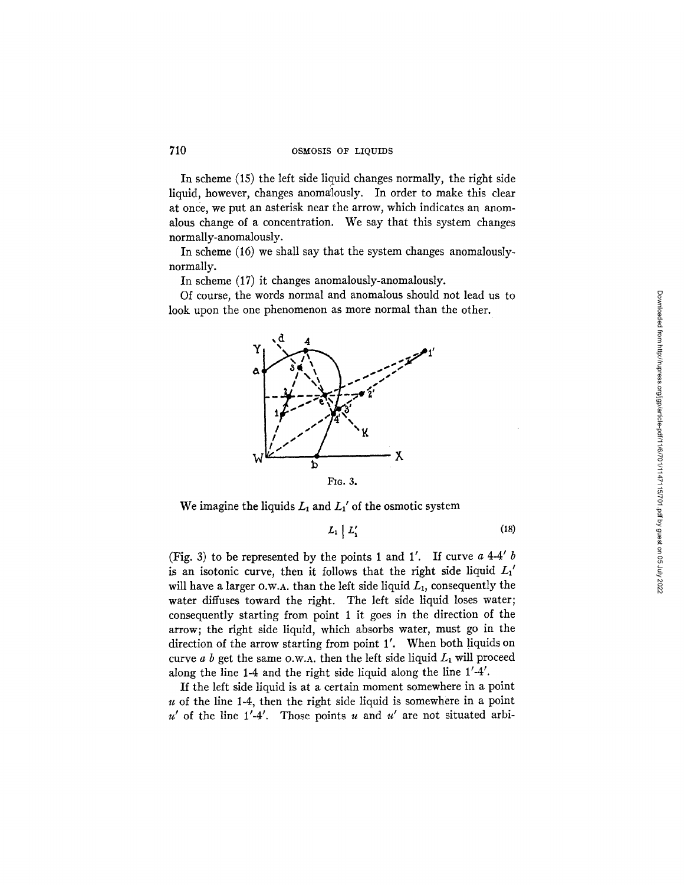In scheme (15) the left side liquid changes normally, the right side liquid, however, changes anomalously. In order to make this clear at once, we put an asterisk near the arrow, which indicates an anomalous change of a concentration. We say that this system changes normally-anomalously.

In scheme (16) we shall say that the system changes anomalously-normally.

In scheme (17) it changes anomalously-anomalously.

Of course, the words normal and anomalous should not lead us to look upon the one phenomenon as more normal than the other.

Fig. 3.

We imagine the liquids $L_1$ and $L_1'$ of the osmotic system

$$L_1 \mid L_1' \tag{18}$$

(Fig. 3) to be represented by the points 1 and 1′. If curve $a$ 4-4′ $b$ is an isotonic curve, then it follows that the right side liquid $L_1'$ will have a larger O.W.A. than the left side liquid $L_1$, consequently the water diffuses toward the right. The left side liquid loses water; consequently starting from point 1 it goes in the direction of the arrow; the right side liquid, which absorbs water, must go in the direction of the arrow starting from point 1′. When both liquids on curve $a$ $b$ get the same O.W.A. then the left side liquid $L_1$ will proceed along the line 1-4 and the right side liquid along the line 1′-4′.

If the left side liquid is at a certain moment somewhere in a point $u$ of the line 1-4, then the right side liquid is somewhere in a point $u'$ of the line 1′-4′. Those points $u$ and $u'$ are not situated arbi-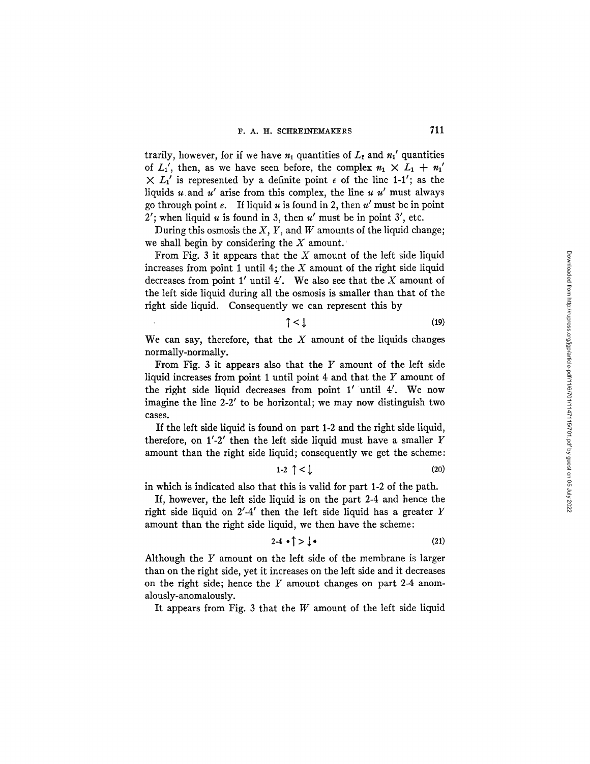trarily, however, for if we have $n_1$ quantities of $L_1$ and $n_1'$ quantities of $L_1'$, then, as we have seen before, the complex $n_1 \times L_1 + n_1' \times L_1'$ is represented by a definite point $e$ of the line 1-1'; as the liquids $u$ and $u'$ arise from this complex, the line $u$ $u'$ must always go through point $e$. If liquid $u$ is found in 2, then $u'$ must be in point 2'; when liquid $u$ is found in 3, then $u'$ must be in point 3', etc.

During this osmosis the $X$, $Y$, and $W$ amounts of the liquid change; we shall begin by considering the $X$ amount.

From Fig. 3 it appears that the $X$ amount of the left side liquid increases from point 1 until 4; the $X$ amount of the right side liquid decreases from point 1' until 4'. We also see that the $X$ amount of the left side liquid during all the osmosis is smaller than that of the right side liquid. Consequently we can represent this by

$$\uparrow < \downarrow \tag{19}$$

We can say, therefore, that the $X$ amount of the liquids changes normally-normally.

From Fig. 3 it appears also that the $Y$ amount of the left side liquid increases from point 1 until point 4 and that the $Y$ amount of the right side liquid decreases from point 1' until 4'. We now imagine the line 2-2' to be horizontal; we may now distinguish two cases.

If the left side liquid is found on part 1-2 and the right side liquid, therefore, on 1'-2' then the left side liquid must have a smaller $Y$ amount than the right side liquid; consequently we get the scheme:

$$\text{1-2} \uparrow < \downarrow \tag{20}$$

in which is indicated also that this is valid for part 1-2 of the path.

If, however, the left side liquid is on the part 2-4 and hence the right side liquid on 2'-4' then the left side liquid has a greater $Y$ amount than the right side liquid, we then have the scheme:

$$\text{2-4} *\uparrow > \downarrow* \tag{21}$$

Although the $Y$ amount on the left side of the membrane is larger than on the right side, yet it increases on the left side and it decreases on the right side; hence the $Y$ amount changes on part 2-4 anomalously-anomalously.

It appears from Fig. 3 that the $W$ amount of the left side liquid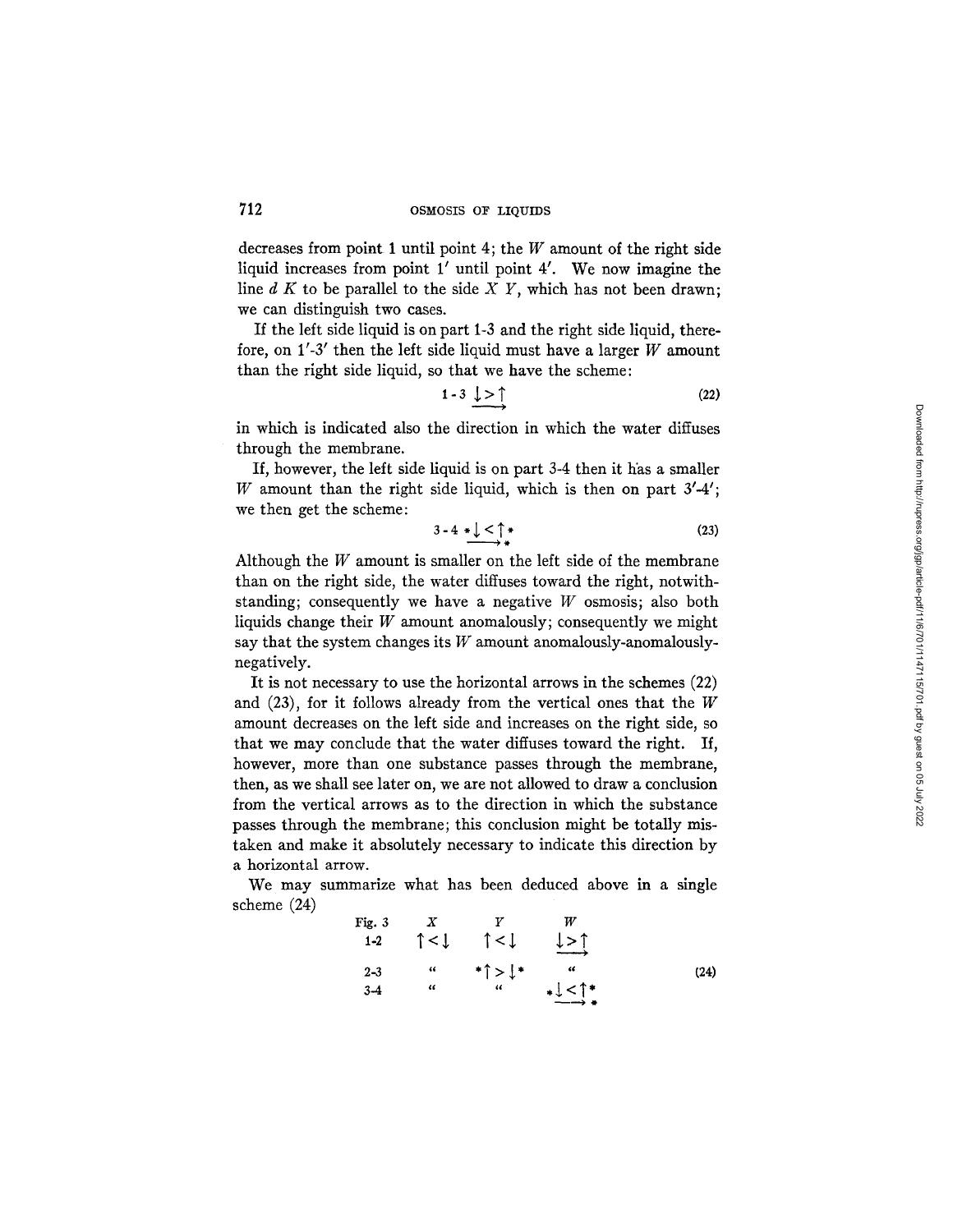decreases from point 1 until point 4; the $W$ amount of the right side liquid increases from point 1′ until point 4′. We now imagine the line $d\,K$ to be parallel to the side $X\,Y$, which has not been drawn; we can distinguish two cases.

If the left side liquid is on part 1-3 and the right side liquid, therefore, on 1′-3′ then the left side liquid must have a larger $W$ amount than the right side liquid, so that we have the scheme:

$$1\text{-}3\ \underrightarrow{\downarrow > \uparrow} \tag{22}$$

in which is indicated also the direction in which the water diffuses through the membrane.

If, however, the left side liquid is on part 3-4 then it has a smaller $W$ amount than the right side liquid, which is then on part 3′-4′; we then get the scheme:

$$3\text{-}4\ {*}\underrightarrow{\downarrow < \uparrow}{*}\,{*} \tag{23}$$

Although the $W$ amount is smaller on the left side of the membrane than on the right side, the water diffuses toward the right, notwithstanding; consequently we have a negative $W$ osmosis; also both liquids change their $W$ amount anomalously; consequently we might say that the system changes its $W$ amount anomalously-anomalously-negatively.

It is not necessary to use the horizontal arrows in the schemes (22) and (23), for it follows already from the vertical ones that the $W$ amount decreases on the left side and increases on the right side, so that we may conclude that the water diffuses toward the right. If, however, more than one substance passes through the membrane, then, as we shall see later on, we are not allowed to draw a conclusion from the vertical arrows as to the direction in which the substance passes through the membrane; this conclusion might be totally mistaken and make it absolutely necessary to indicate this direction by a horizontal arrow.

We may summarize what has been deduced above in a single scheme (24)

| Fig. 3 | $X$ | $Y$ | $W$ |
|---|---|---|---|
| 1-2 | $\uparrow < \downarrow$ | $\uparrow < \downarrow$ | $\underrightarrow{\downarrow > \uparrow}$ |
| 2-3 | " | ${*}\uparrow > \downarrow{*}$ | " |
| 3-4 | " | " | ${*}\underrightarrow{\downarrow < \uparrow}{*}\,{*}$ |

(24)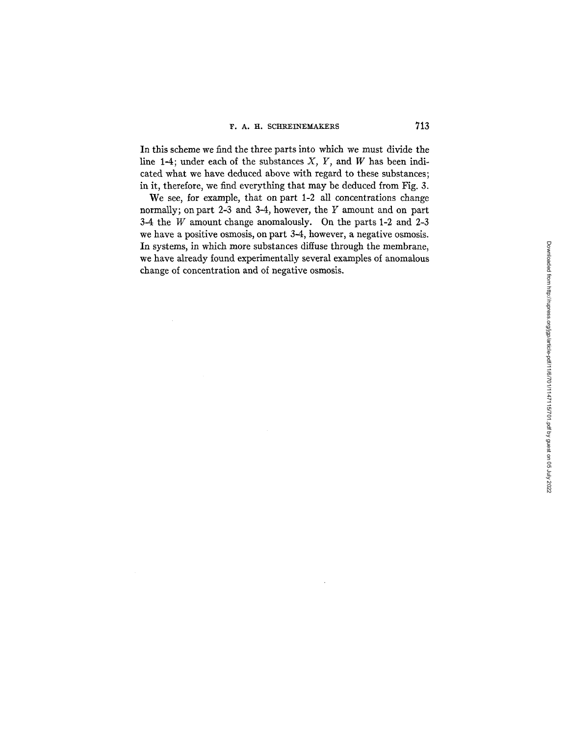In this scheme we find the three parts into which we must divide the line 1-4; under each of the substances $X$, $Y$, and $W$ has been indicated what we have deduced above with regard to these substances; in it, therefore, we find everything that may be deduced from Fig. 3.

We see, for example, that on part 1-2 all concentrations change normally; on part 2-3 and 3-4, however, the $Y$ amount and on part 3-4 the $W$ amount change anomalously. On the parts 1-2 and 2-3 we have a positive osmosis, on part 3-4, however, a negative osmosis. In systems, in which more substances diffuse through the membrane, we have already found experimentally several examples of anomalous change of concentration and of negative osmosis.